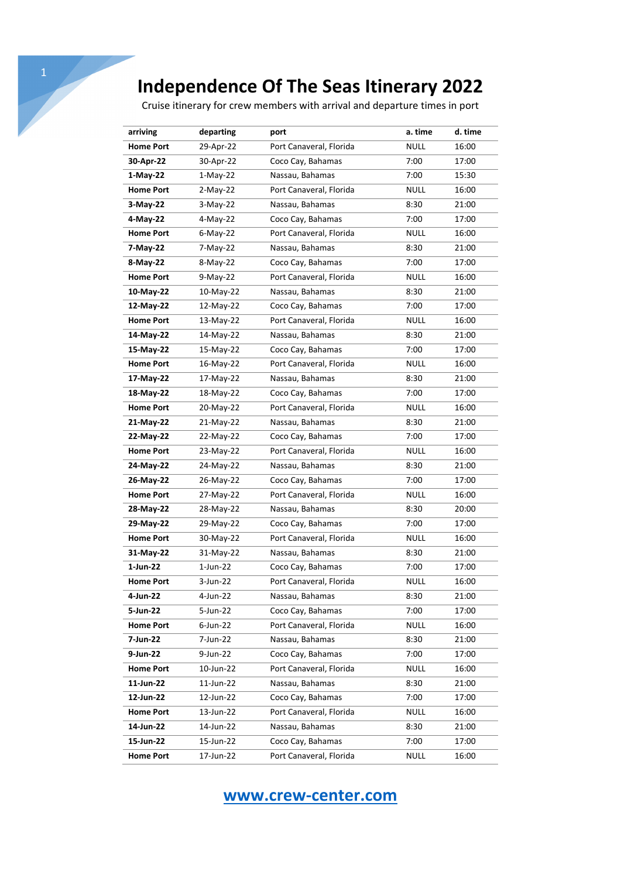# Independence Of The Seas Itinerary 2022

Cruise itinerary for crew members with arrival and departure times in port

| arriving | departing | port | a. time | d. time |
|---|---|---|---|---|
| **Home Port** | 29-Apr-22 | Port Canaveral, Florida | NULL | 16:00 |
| **30-Apr-22** | 30-Apr-22 | Coco Cay, Bahamas | 7:00 | 17:00 |
| **1-May-22** | 1-May-22 | Nassau, Bahamas | 7:00 | 15:30 |
| **Home Port** | 2-May-22 | Port Canaveral, Florida | NULL | 16:00 |
| **3-May-22** | 3-May-22 | Nassau, Bahamas | 8:30 | 21:00 |
| **4-May-22** | 4-May-22 | Coco Cay, Bahamas | 7:00 | 17:00 |
| **Home Port** | 6-May-22 | Port Canaveral, Florida | NULL | 16:00 |
| **7-May-22** | 7-May-22 | Nassau, Bahamas | 8:30 | 21:00 |
| **8-May-22** | 8-May-22 | Coco Cay, Bahamas | 7:00 | 17:00 |
| **Home Port** | 9-May-22 | Port Canaveral, Florida | NULL | 16:00 |
| **10-May-22** | 10-May-22 | Nassau, Bahamas | 8:30 | 21:00 |
| **12-May-22** | 12-May-22 | Coco Cay, Bahamas | 7:00 | 17:00 |
| **Home Port** | 13-May-22 | Port Canaveral, Florida | NULL | 16:00 |
| **14-May-22** | 14-May-22 | Nassau, Bahamas | 8:30 | 21:00 |
| **15-May-22** | 15-May-22 | Coco Cay, Bahamas | 7:00 | 17:00 |
| **Home Port** | 16-May-22 | Port Canaveral, Florida | NULL | 16:00 |
| **17-May-22** | 17-May-22 | Nassau, Bahamas | 8:30 | 21:00 |
| **18-May-22** | 18-May-22 | Coco Cay, Bahamas | 7:00 | 17:00 |
| **Home Port** | 20-May-22 | Port Canaveral, Florida | NULL | 16:00 |
| **21-May-22** | 21-May-22 | Nassau, Bahamas | 8:30 | 21:00 |
| **22-May-22** | 22-May-22 | Coco Cay, Bahamas | 7:00 | 17:00 |
| **Home Port** | 23-May-22 | Port Canaveral, Florida | NULL | 16:00 |
| **24-May-22** | 24-May-22 | Nassau, Bahamas | 8:30 | 21:00 |
| **26-May-22** | 26-May-22 | Coco Cay, Bahamas | 7:00 | 17:00 |
| **Home Port** | 27-May-22 | Port Canaveral, Florida | NULL | 16:00 |
| **28-May-22** | 28-May-22 | Nassau, Bahamas | 8:30 | 20:00 |
| **29-May-22** | 29-May-22 | Coco Cay, Bahamas | 7:00 | 17:00 |
| **Home Port** | 30-May-22 | Port Canaveral, Florida | NULL | 16:00 |
| **31-May-22** | 31-May-22 | Nassau, Bahamas | 8:30 | 21:00 |
| **1-Jun-22** | 1-Jun-22 | Coco Cay, Bahamas | 7:00 | 17:00 |
| **Home Port** | 3-Jun-22 | Port Canaveral, Florida | NULL | 16:00 |
| **4-Jun-22** | 4-Jun-22 | Nassau, Bahamas | 8:30 | 21:00 |
| **5-Jun-22** | 5-Jun-22 | Coco Cay, Bahamas | 7:00 | 17:00 |
| **Home Port** | 6-Jun-22 | Port Canaveral, Florida | NULL | 16:00 |
| **7-Jun-22** | 7-Jun-22 | Nassau, Bahamas | 8:30 | 21:00 |
| **9-Jun-22** | 9-Jun-22 | Coco Cay, Bahamas | 7:00 | 17:00 |
| **Home Port** | 10-Jun-22 | Port Canaveral, Florida | NULL | 16:00 |
| **11-Jun-22** | 11-Jun-22 | Nassau, Bahamas | 8:30 | 21:00 |
| **12-Jun-22** | 12-Jun-22 | Coco Cay, Bahamas | 7:00 | 17:00 |
| **Home Port** | 13-Jun-22 | Port Canaveral, Florida | NULL | 16:00 |
| **14-Jun-22** | 14-Jun-22 | Nassau, Bahamas | 8:30 | 21:00 |
| **15-Jun-22** | 15-Jun-22 | Coco Cay, Bahamas | 7:00 | 17:00 |
| **Home Port** | 17-Jun-22 | Port Canaveral, Florida | NULL | 16:00 |

**www.crew-center.com**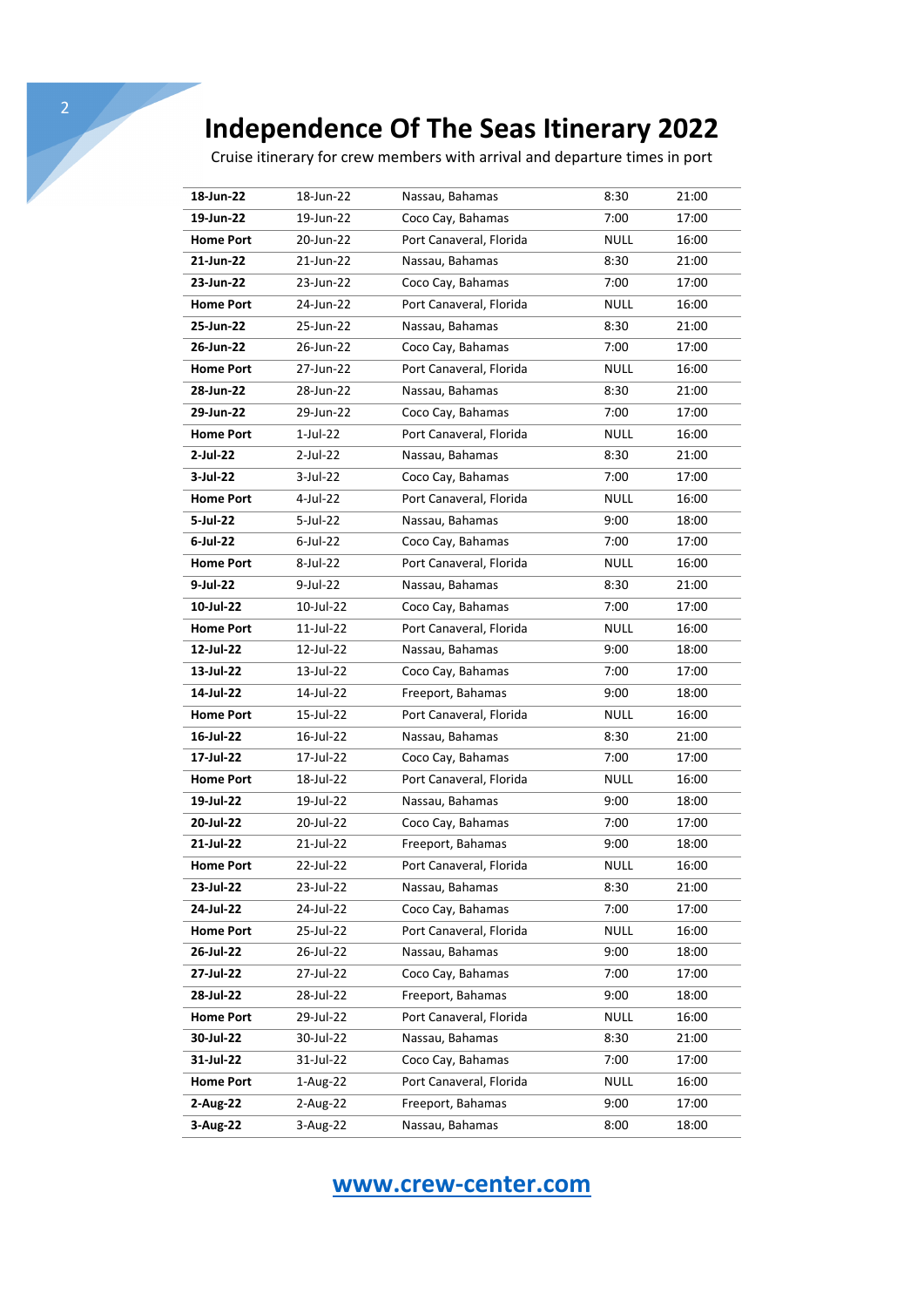# Independence Of The Seas Itinerary 2022

Cruise itinerary for crew members with arrival and departure times in port

| | | | | |
|---|---|---|---|---|
| **18-Jun-22** | 18-Jun-22 | Nassau, Bahamas | 8:30 | 21:00 |
| **19-Jun-22** | 19-Jun-22 | Coco Cay, Bahamas | 7:00 | 17:00 |
| **Home Port** | 20-Jun-22 | Port Canaveral, Florida | NULL | 16:00 |
| **21-Jun-22** | 21-Jun-22 | Nassau, Bahamas | 8:30 | 21:00 |
| **23-Jun-22** | 23-Jun-22 | Coco Cay, Bahamas | 7:00 | 17:00 |
| **Home Port** | 24-Jun-22 | Port Canaveral, Florida | NULL | 16:00 |
| **25-Jun-22** | 25-Jun-22 | Nassau, Bahamas | 8:30 | 21:00 |
| **26-Jun-22** | 26-Jun-22 | Coco Cay, Bahamas | 7:00 | 17:00 |
| **Home Port** | 27-Jun-22 | Port Canaveral, Florida | NULL | 16:00 |
| **28-Jun-22** | 28-Jun-22 | Nassau, Bahamas | 8:30 | 21:00 |
| **29-Jun-22** | 29-Jun-22 | Coco Cay, Bahamas | 7:00 | 17:00 |
| **Home Port** | 1-Jul-22 | Port Canaveral, Florida | NULL | 16:00 |
| **2-Jul-22** | 2-Jul-22 | Nassau, Bahamas | 8:30 | 21:00 |
| **3-Jul-22** | 3-Jul-22 | Coco Cay, Bahamas | 7:00 | 17:00 |
| **Home Port** | 4-Jul-22 | Port Canaveral, Florida | NULL | 16:00 |
| **5-Jul-22** | 5-Jul-22 | Nassau, Bahamas | 9:00 | 18:00 |
| **6-Jul-22** | 6-Jul-22 | Coco Cay, Bahamas | 7:00 | 17:00 |
| **Home Port** | 8-Jul-22 | Port Canaveral, Florida | NULL | 16:00 |
| **9-Jul-22** | 9-Jul-22 | Nassau, Bahamas | 8:30 | 21:00 |
| **10-Jul-22** | 10-Jul-22 | Coco Cay, Bahamas | 7:00 | 17:00 |
| **Home Port** | 11-Jul-22 | Port Canaveral, Florida | NULL | 16:00 |
| **12-Jul-22** | 12-Jul-22 | Nassau, Bahamas | 9:00 | 18:00 |
| **13-Jul-22** | 13-Jul-22 | Coco Cay, Bahamas | 7:00 | 17:00 |
| **14-Jul-22** | 14-Jul-22 | Freeport, Bahamas | 9:00 | 18:00 |
| **Home Port** | 15-Jul-22 | Port Canaveral, Florida | NULL | 16:00 |
| **16-Jul-22** | 16-Jul-22 | Nassau, Bahamas | 8:30 | 21:00 |
| **17-Jul-22** | 17-Jul-22 | Coco Cay, Bahamas | 7:00 | 17:00 |
| **Home Port** | 18-Jul-22 | Port Canaveral, Florida | NULL | 16:00 |
| **19-Jul-22** | 19-Jul-22 | Nassau, Bahamas | 9:00 | 18:00 |
| **20-Jul-22** | 20-Jul-22 | Coco Cay, Bahamas | 7:00 | 17:00 |
| **21-Jul-22** | 21-Jul-22 | Freeport, Bahamas | 9:00 | 18:00 |
| **Home Port** | 22-Jul-22 | Port Canaveral, Florida | NULL | 16:00 |
| **23-Jul-22** | 23-Jul-22 | Nassau, Bahamas | 8:30 | 21:00 |
| **24-Jul-22** | 24-Jul-22 | Coco Cay, Bahamas | 7:00 | 17:00 |
| **Home Port** | 25-Jul-22 | Port Canaveral, Florida | NULL | 16:00 |
| **26-Jul-22** | 26-Jul-22 | Nassau, Bahamas | 9:00 | 18:00 |
| **27-Jul-22** | 27-Jul-22 | Coco Cay, Bahamas | 7:00 | 17:00 |
| **28-Jul-22** | 28-Jul-22 | Freeport, Bahamas | 9:00 | 18:00 |
| **Home Port** | 29-Jul-22 | Port Canaveral, Florida | NULL | 16:00 |
| **30-Jul-22** | 30-Jul-22 | Nassau, Bahamas | 8:30 | 21:00 |
| **31-Jul-22** | 31-Jul-22 | Coco Cay, Bahamas | 7:00 | 17:00 |
| **Home Port** | 1-Aug-22 | Port Canaveral, Florida | NULL | 16:00 |
| **2-Aug-22** | 2-Aug-22 | Freeport, Bahamas | 9:00 | 17:00 |
| **3-Aug-22** | 3-Aug-22 | Nassau, Bahamas | 8:00 | 18:00 |

[www.crew-center.com](http://www.crew-center.com)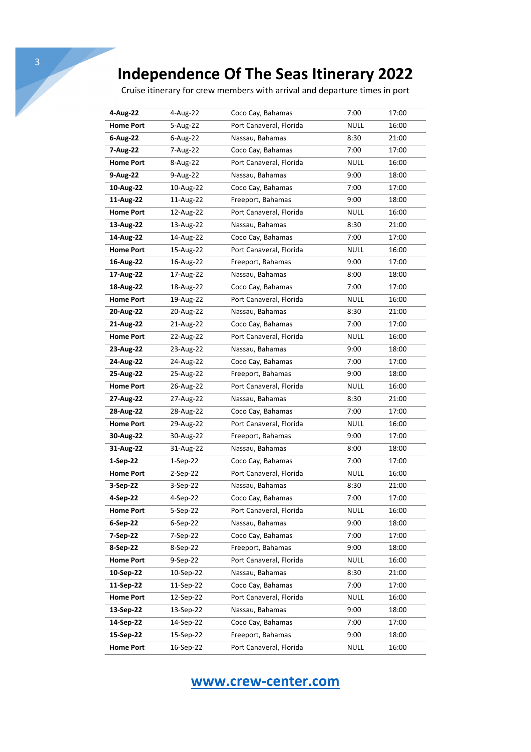# Independence Of The Seas Itinerary 2022

Cruise itinerary for crew members with arrival and departure times in port

| | | | | |
|---|---|---|---|---|
| **4-Aug-22** | 4-Aug-22 | Coco Cay, Bahamas | 7:00 | 17:00 |
| **Home Port** | 5-Aug-22 | Port Canaveral, Florida | NULL | 16:00 |
| **6-Aug-22** | 6-Aug-22 | Nassau, Bahamas | 8:30 | 21:00 |
| **7-Aug-22** | 7-Aug-22 | Coco Cay, Bahamas | 7:00 | 17:00 |
| **Home Port** | 8-Aug-22 | Port Canaveral, Florida | NULL | 16:00 |
| **9-Aug-22** | 9-Aug-22 | Nassau, Bahamas | 9:00 | 18:00 |
| **10-Aug-22** | 10-Aug-22 | Coco Cay, Bahamas | 7:00 | 17:00 |
| **11-Aug-22** | 11-Aug-22 | Freeport, Bahamas | 9:00 | 18:00 |
| **Home Port** | 12-Aug-22 | Port Canaveral, Florida | NULL | 16:00 |
| **13-Aug-22** | 13-Aug-22 | Nassau, Bahamas | 8:30 | 21:00 |
| **14-Aug-22** | 14-Aug-22 | Coco Cay, Bahamas | 7:00 | 17:00 |
| **Home Port** | 15-Aug-22 | Port Canaveral, Florida | NULL | 16:00 |
| **16-Aug-22** | 16-Aug-22 | Freeport, Bahamas | 9:00 | 17:00 |
| **17-Aug-22** | 17-Aug-22 | Nassau, Bahamas | 8:00 | 18:00 |
| **18-Aug-22** | 18-Aug-22 | Coco Cay, Bahamas | 7:00 | 17:00 |
| **Home Port** | 19-Aug-22 | Port Canaveral, Florida | NULL | 16:00 |
| **20-Aug-22** | 20-Aug-22 | Nassau, Bahamas | 8:30 | 21:00 |
| **21-Aug-22** | 21-Aug-22 | Coco Cay, Bahamas | 7:00 | 17:00 |
| **Home Port** | 22-Aug-22 | Port Canaveral, Florida | NULL | 16:00 |
| **23-Aug-22** | 23-Aug-22 | Nassau, Bahamas | 9:00 | 18:00 |
| **24-Aug-22** | 24-Aug-22 | Coco Cay, Bahamas | 7:00 | 17:00 |
| **25-Aug-22** | 25-Aug-22 | Freeport, Bahamas | 9:00 | 18:00 |
| **Home Port** | 26-Aug-22 | Port Canaveral, Florida | NULL | 16:00 |
| **27-Aug-22** | 27-Aug-22 | Nassau, Bahamas | 8:30 | 21:00 |
| **28-Aug-22** | 28-Aug-22 | Coco Cay, Bahamas | 7:00 | 17:00 |
| **Home Port** | 29-Aug-22 | Port Canaveral, Florida | NULL | 16:00 |
| **30-Aug-22** | 30-Aug-22 | Freeport, Bahamas | 9:00 | 17:00 |
| **31-Aug-22** | 31-Aug-22 | Nassau, Bahamas | 8:00 | 18:00 |
| **1-Sep-22** | 1-Sep-22 | Coco Cay, Bahamas | 7:00 | 17:00 |
| **Home Port** | 2-Sep-22 | Port Canaveral, Florida | NULL | 16:00 |
| **3-Sep-22** | 3-Sep-22 | Nassau, Bahamas | 8:30 | 21:00 |
| **4-Sep-22** | 4-Sep-22 | Coco Cay, Bahamas | 7:00 | 17:00 |
| **Home Port** | 5-Sep-22 | Port Canaveral, Florida | NULL | 16:00 |
| **6-Sep-22** | 6-Sep-22 | Nassau, Bahamas | 9:00 | 18:00 |
| **7-Sep-22** | 7-Sep-22 | Coco Cay, Bahamas | 7:00 | 17:00 |
| **8-Sep-22** | 8-Sep-22 | Freeport, Bahamas | 9:00 | 18:00 |
| **Home Port** | 9-Sep-22 | Port Canaveral, Florida | NULL | 16:00 |
| **10-Sep-22** | 10-Sep-22 | Nassau, Bahamas | 8:30 | 21:00 |
| **11-Sep-22** | 11-Sep-22 | Coco Cay, Bahamas | 7:00 | 17:00 |
| **Home Port** | 12-Sep-22 | Port Canaveral, Florida | NULL | 16:00 |
| **13-Sep-22** | 13-Sep-22 | Nassau, Bahamas | 9:00 | 18:00 |
| **14-Sep-22** | 14-Sep-22 | Coco Cay, Bahamas | 7:00 | 17:00 |
| **15-Sep-22** | 15-Sep-22 | Freeport, Bahamas | 9:00 | 18:00 |
| **Home Port** | 16-Sep-22 | Port Canaveral, Florida | NULL | 16:00 |

**www.crew-center.com**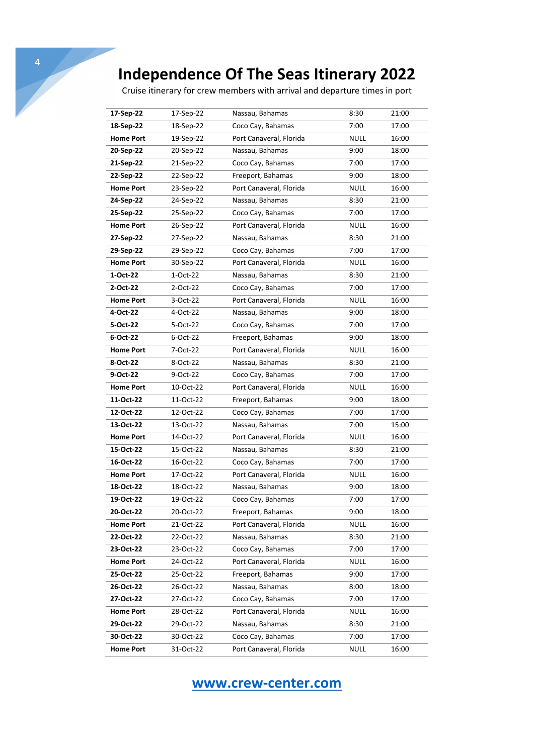# Independence Of The Seas Itinerary 2022

Cruise itinerary for crew members with arrival and departure times in port

| | | | | |
|---|---|---|---|---|
| **17-Sep-22** | 17-Sep-22 | Nassau, Bahamas | 8:30 | 21:00 |
| **18-Sep-22** | 18-Sep-22 | Coco Cay, Bahamas | 7:00 | 17:00 |
| **Home Port** | 19-Sep-22 | Port Canaveral, Florida | NULL | 16:00 |
| **20-Sep-22** | 20-Sep-22 | Nassau, Bahamas | 9:00 | 18:00 |
| **21-Sep-22** | 21-Sep-22 | Coco Cay, Bahamas | 7:00 | 17:00 |
| **22-Sep-22** | 22-Sep-22 | Freeport, Bahamas | 9:00 | 18:00 |
| **Home Port** | 23-Sep-22 | Port Canaveral, Florida | NULL | 16:00 |
| **24-Sep-22** | 24-Sep-22 | Nassau, Bahamas | 8:30 | 21:00 |
| **25-Sep-22** | 25-Sep-22 | Coco Cay, Bahamas | 7:00 | 17:00 |
| **Home Port** | 26-Sep-22 | Port Canaveral, Florida | NULL | 16:00 |
| **27-Sep-22** | 27-Sep-22 | Nassau, Bahamas | 8:30 | 21:00 |
| **29-Sep-22** | 29-Sep-22 | Coco Cay, Bahamas | 7:00 | 17:00 |
| **Home Port** | 30-Sep-22 | Port Canaveral, Florida | NULL | 16:00 |
| **1-Oct-22** | 1-Oct-22 | Nassau, Bahamas | 8:30 | 21:00 |
| **2-Oct-22** | 2-Oct-22 | Coco Cay, Bahamas | 7:00 | 17:00 |
| **Home Port** | 3-Oct-22 | Port Canaveral, Florida | NULL | 16:00 |
| **4-Oct-22** | 4-Oct-22 | Nassau, Bahamas | 9:00 | 18:00 |
| **5-Oct-22** | 5-Oct-22 | Coco Cay, Bahamas | 7:00 | 17:00 |
| **6-Oct-22** | 6-Oct-22 | Freeport, Bahamas | 9:00 | 18:00 |
| **Home Port** | 7-Oct-22 | Port Canaveral, Florida | NULL | 16:00 |
| **8-Oct-22** | 8-Oct-22 | Nassau, Bahamas | 8:30 | 21:00 |
| **9-Oct-22** | 9-Oct-22 | Coco Cay, Bahamas | 7:00 | 17:00 |
| **Home Port** | 10-Oct-22 | Port Canaveral, Florida | NULL | 16:00 |
| **11-Oct-22** | 11-Oct-22 | Freeport, Bahamas | 9:00 | 18:00 |
| **12-Oct-22** | 12-Oct-22 | Coco Cay, Bahamas | 7:00 | 17:00 |
| **13-Oct-22** | 13-Oct-22 | Nassau, Bahamas | 7:00 | 15:00 |
| **Home Port** | 14-Oct-22 | Port Canaveral, Florida | NULL | 16:00 |
| **15-Oct-22** | 15-Oct-22 | Nassau, Bahamas | 8:30 | 21:00 |
| **16-Oct-22** | 16-Oct-22 | Coco Cay, Bahamas | 7:00 | 17:00 |
| **Home Port** | 17-Oct-22 | Port Canaveral, Florida | NULL | 16:00 |
| **18-Oct-22** | 18-Oct-22 | Nassau, Bahamas | 9:00 | 18:00 |
| **19-Oct-22** | 19-Oct-22 | Coco Cay, Bahamas | 7:00 | 17:00 |
| **20-Oct-22** | 20-Oct-22 | Freeport, Bahamas | 9:00 | 18:00 |
| **Home Port** | 21-Oct-22 | Port Canaveral, Florida | NULL | 16:00 |
| **22-Oct-22** | 22-Oct-22 | Nassau, Bahamas | 8:30 | 21:00 |
| **23-Oct-22** | 23-Oct-22 | Coco Cay, Bahamas | 7:00 | 17:00 |
| **Home Port** | 24-Oct-22 | Port Canaveral, Florida | NULL | 16:00 |
| **25-Oct-22** | 25-Oct-22 | Freeport, Bahamas | 9:00 | 17:00 |
| **26-Oct-22** | 26-Oct-22 | Nassau, Bahamas | 8:00 | 18:00 |
| **27-Oct-22** | 27-Oct-22 | Coco Cay, Bahamas | 7:00 | 17:00 |
| **Home Port** | 28-Oct-22 | Port Canaveral, Florida | NULL | 16:00 |
| **29-Oct-22** | 29-Oct-22 | Nassau, Bahamas | 8:30 | 21:00 |
| **30-Oct-22** | 30-Oct-22 | Coco Cay, Bahamas | 7:00 | 17:00 |
| **Home Port** | 31-Oct-22 | Port Canaveral, Florida | NULL | 16:00 |

**www.crew-center.com**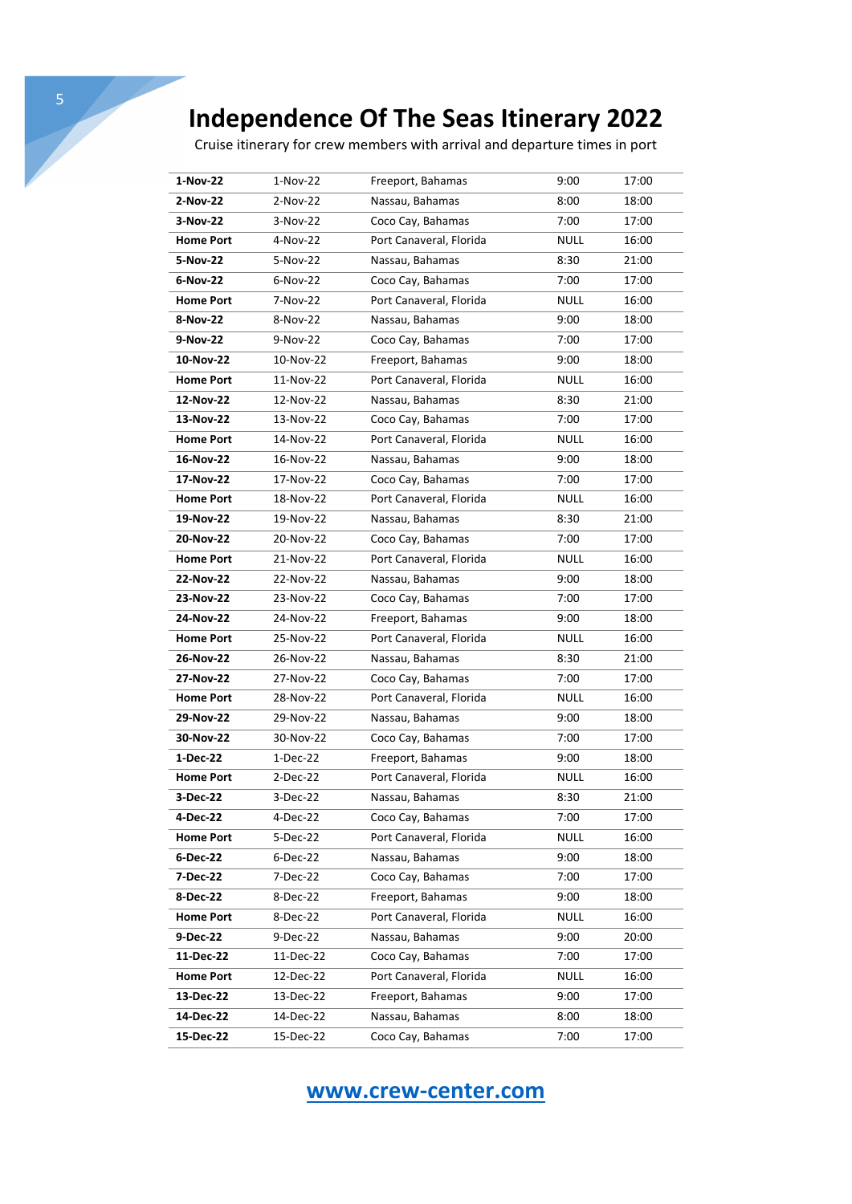# Independence Of The Seas Itinerary 2022

Cruise itinerary for crew members with arrival and departure times in port

| | | | | |
|---|---|---|---|---|
| **1-Nov-22** | 1-Nov-22 | Freeport, Bahamas | 9:00 | 17:00 |
| **2-Nov-22** | 2-Nov-22 | Nassau, Bahamas | 8:00 | 18:00 |
| **3-Nov-22** | 3-Nov-22 | Coco Cay, Bahamas | 7:00 | 17:00 |
| **Home Port** | 4-Nov-22 | Port Canaveral, Florida | NULL | 16:00 |
| **5-Nov-22** | 5-Nov-22 | Nassau, Bahamas | 8:30 | 21:00 |
| **6-Nov-22** | 6-Nov-22 | Coco Cay, Bahamas | 7:00 | 17:00 |
| **Home Port** | 7-Nov-22 | Port Canaveral, Florida | NULL | 16:00 |
| **8-Nov-22** | 8-Nov-22 | Nassau, Bahamas | 9:00 | 18:00 |
| **9-Nov-22** | 9-Nov-22 | Coco Cay, Bahamas | 7:00 | 17:00 |
| **10-Nov-22** | 10-Nov-22 | Freeport, Bahamas | 9:00 | 18:00 |
| **Home Port** | 11-Nov-22 | Port Canaveral, Florida | NULL | 16:00 |
| **12-Nov-22** | 12-Nov-22 | Nassau, Bahamas | 8:30 | 21:00 |
| **13-Nov-22** | 13-Nov-22 | Coco Cay, Bahamas | 7:00 | 17:00 |
| **Home Port** | 14-Nov-22 | Port Canaveral, Florida | NULL | 16:00 |
| **16-Nov-22** | 16-Nov-22 | Nassau, Bahamas | 9:00 | 18:00 |
| **17-Nov-22** | 17-Nov-22 | Coco Cay, Bahamas | 7:00 | 17:00 |
| **Home Port** | 18-Nov-22 | Port Canaveral, Florida | NULL | 16:00 |
| **19-Nov-22** | 19-Nov-22 | Nassau, Bahamas | 8:30 | 21:00 |
| **20-Nov-22** | 20-Nov-22 | Coco Cay, Bahamas | 7:00 | 17:00 |
| **Home Port** | 21-Nov-22 | Port Canaveral, Florida | NULL | 16:00 |
| **22-Nov-22** | 22-Nov-22 | Nassau, Bahamas | 9:00 | 18:00 |
| **23-Nov-22** | 23-Nov-22 | Coco Cay, Bahamas | 7:00 | 17:00 |
| **24-Nov-22** | 24-Nov-22 | Freeport, Bahamas | 9:00 | 18:00 |
| **Home Port** | 25-Nov-22 | Port Canaveral, Florida | NULL | 16:00 |
| **26-Nov-22** | 26-Nov-22 | Nassau, Bahamas | 8:30 | 21:00 |
| **27-Nov-22** | 27-Nov-22 | Coco Cay, Bahamas | 7:00 | 17:00 |
| **Home Port** | 28-Nov-22 | Port Canaveral, Florida | NULL | 16:00 |
| **29-Nov-22** | 29-Nov-22 | Nassau, Bahamas | 9:00 | 18:00 |
| **30-Nov-22** | 30-Nov-22 | Coco Cay, Bahamas | 7:00 | 17:00 |
| **1-Dec-22** | 1-Dec-22 | Freeport, Bahamas | 9:00 | 18:00 |
| **Home Port** | 2-Dec-22 | Port Canaveral, Florida | NULL | 16:00 |
| **3-Dec-22** | 3-Dec-22 | Nassau, Bahamas | 8:30 | 21:00 |
| **4-Dec-22** | 4-Dec-22 | Coco Cay, Bahamas | 7:00 | 17:00 |
| **Home Port** | 5-Dec-22 | Port Canaveral, Florida | NULL | 16:00 |
| **6-Dec-22** | 6-Dec-22 | Nassau, Bahamas | 9:00 | 18:00 |
| **7-Dec-22** | 7-Dec-22 | Coco Cay, Bahamas | 7:00 | 17:00 |
| **8-Dec-22** | 8-Dec-22 | Freeport, Bahamas | 9:00 | 18:00 |
| **Home Port** | 8-Dec-22 | Port Canaveral, Florida | NULL | 16:00 |
| **9-Dec-22** | 9-Dec-22 | Nassau, Bahamas | 9:00 | 20:00 |
| **11-Dec-22** | 11-Dec-22 | Coco Cay, Bahamas | 7:00 | 17:00 |
| **Home Port** | 12-Dec-22 | Port Canaveral, Florida | NULL | 16:00 |
| **13-Dec-22** | 13-Dec-22 | Freeport, Bahamas | 9:00 | 17:00 |
| **14-Dec-22** | 14-Dec-22 | Nassau, Bahamas | 8:00 | 18:00 |
| **15-Dec-22** | 15-Dec-22 | Coco Cay, Bahamas | 7:00 | 17:00 |

**[www.crew-center.com](http://www.crew-center.com)**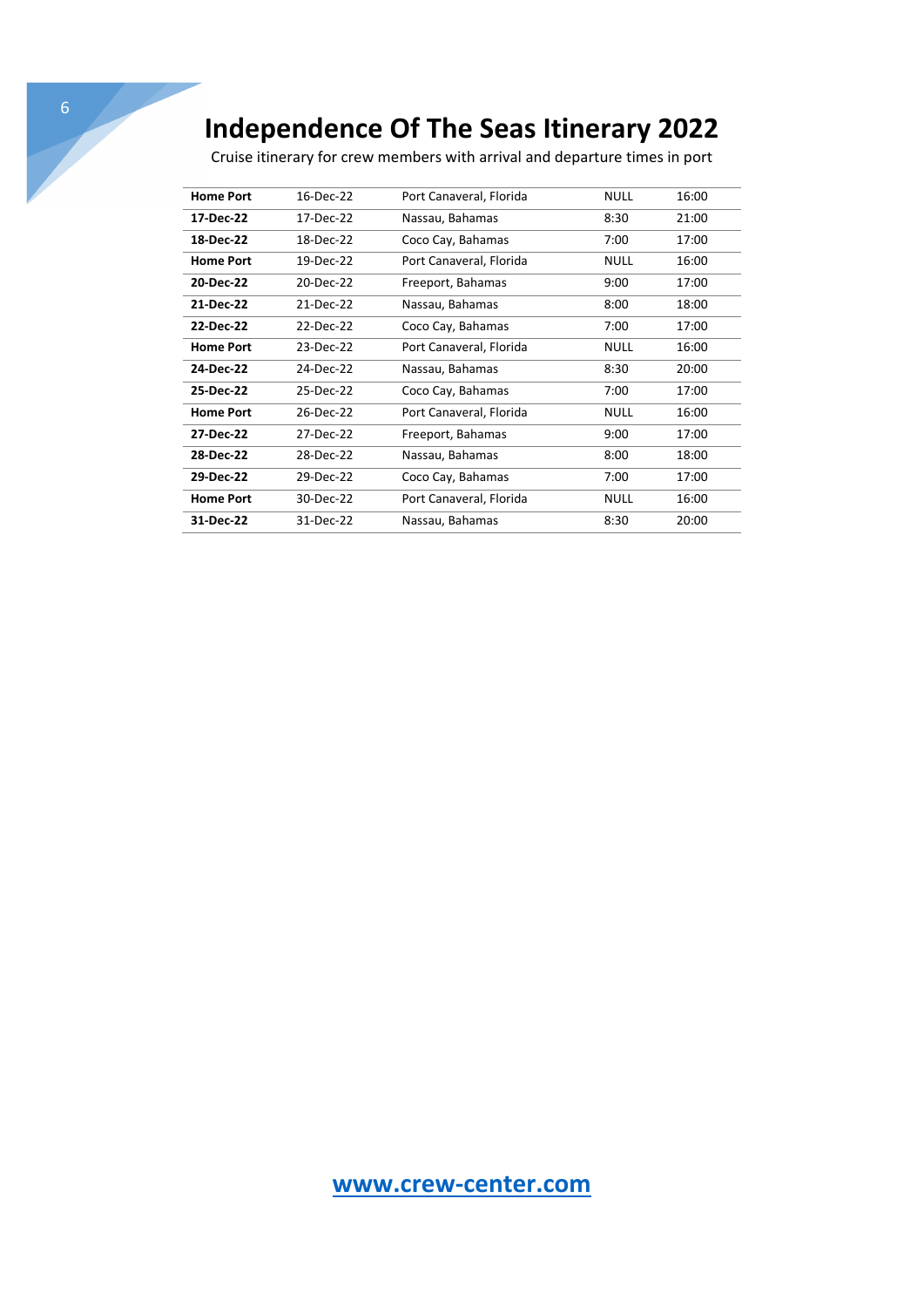# Independence Of The Seas Itinerary 2022

Cruise itinerary for crew members with arrival and departure times in port

| | | | | |
|---|---|---|---|---|
| **Home Port** | 16-Dec-22 | Port Canaveral, Florida | NULL | 16:00 |
| **17-Dec-22** | 17-Dec-22 | Nassau, Bahamas | 8:30 | 21:00 |
| **18-Dec-22** | 18-Dec-22 | Coco Cay, Bahamas | 7:00 | 17:00 |
| **Home Port** | 19-Dec-22 | Port Canaveral, Florida | NULL | 16:00 |
| **20-Dec-22** | 20-Dec-22 | Freeport, Bahamas | 9:00 | 17:00 |
| **21-Dec-22** | 21-Dec-22 | Nassau, Bahamas | 8:00 | 18:00 |
| **22-Dec-22** | 22-Dec-22 | Coco Cay, Bahamas | 7:00 | 17:00 |
| **Home Port** | 23-Dec-22 | Port Canaveral, Florida | NULL | 16:00 |
| **24-Dec-22** | 24-Dec-22 | Nassau, Bahamas | 8:30 | 20:00 |
| **25-Dec-22** | 25-Dec-22 | Coco Cay, Bahamas | 7:00 | 17:00 |
| **Home Port** | 26-Dec-22 | Port Canaveral, Florida | NULL | 16:00 |
| **27-Dec-22** | 27-Dec-22 | Freeport, Bahamas | 9:00 | 17:00 |
| **28-Dec-22** | 28-Dec-22 | Nassau, Bahamas | 8:00 | 18:00 |
| **29-Dec-22** | 29-Dec-22 | Coco Cay, Bahamas | 7:00 | 17:00 |
| **Home Port** | 30-Dec-22 | Port Canaveral, Florida | NULL | 16:00 |
| **31-Dec-22** | 31-Dec-22 | Nassau, Bahamas | 8:30 | 20:00 |

[www.crew-center.com](http://www.crew-center.com)